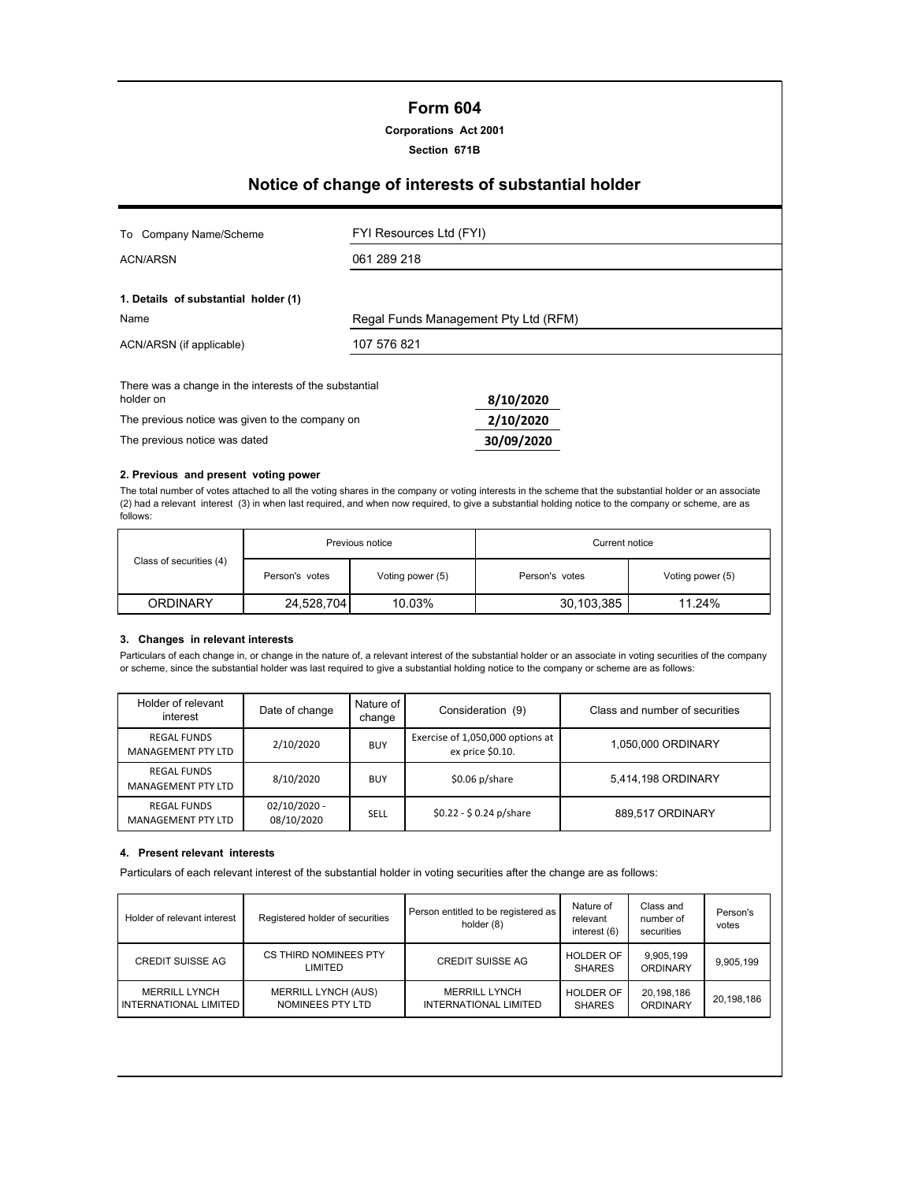# Form 604

**Corporations Act 2001**

**Section 671B**

## Notice of change of interests of substantial holder

| | |
|---|---|
| To Company Name/Scheme | FYI Resources Ltd (FYI) |
| ACN/ARSN | 061 289 218 |

**1. Details of substantial holder (1)**

| | |
|---|---|
| Name | Regal Funds Management Pty Ltd (RFM) |
| ACN/ARSN (if applicable) | 107 576 821 |

| | |
|---|---|
| There was a change in the interests of the substantial holder on | **8/10/2020** |
| The previous notice was given to the company on | **2/10/2020** |
| The previous notice was dated | **30/09/2020** |

**2. Previous and present voting power**

The total number of votes attached to all the voting shares in the company or voting interests in the scheme that the substantial holder or an associate (2) had a relevant interest (3) in when last required, and when now required, to give a substantial holding notice to the company or scheme, are as follows:

| Class of securities (4) | Previous notice | | Current notice | |
|---|---|---|---|---|
| | Person's votes | Voting power (5) | Person's votes | Voting power (5) |
| ORDINARY | 24,528,704 | 10.03% | 30,103,385 | 11.24% |

**3. Changes in relevant interests**

Particulars of each change in, or change in the nature of, a relevant interest of the substantial holder or an associate in voting securities of the company or scheme, since the substantial holder was last required to give a substantial holding notice to the company or scheme are as follows:

| Holder of relevant interest | Date of change | Nature of change | Consideration (9) | Class and number of securities |
|---|---|---|---|---|
| REGAL FUNDS MANAGEMENT PTY LTD | 2/10/2020 | BUY | Exercise of 1,050,000 options at ex price $0.10. | 1,050,000 ORDINARY |
| REGAL FUNDS MANAGEMENT PTY LTD | 8/10/2020 | BUY | $0.06 p/share | 5,414,198 ORDINARY |
| REGAL FUNDS MANAGEMENT PTY LTD | 02/10/2020 - 08/10/2020 | SELL | $0.22 - $ 0.24 p/share | 889,517 ORDINARY |

**4. Present relevant interests**

Particulars of each relevant interest of the substantial holder in voting securities after the change are as follows:

| Holder of relevant interest | Registered holder of securities | Person entitled to be registered as holder (8) | Nature of relevant interest (6) | Class and number of securities | Person's votes |
|---|---|---|---|---|---|
| CREDIT SUISSE AG | CS THIRD NOMINEES PTY LIMITED | CREDIT SUISSE AG | HOLDER OF SHARES | 9,905,199 ORDINARY | 9,905,199 |
| MERRILL LYNCH INTERNATIONAL LIMITED | MERRILL LYNCH (AUS) NOMINEES PTY LTD | MERRILL LYNCH INTERNATIONAL LIMITED | HOLDER OF SHARES | 20,198,186 ORDINARY | 20,198,186 |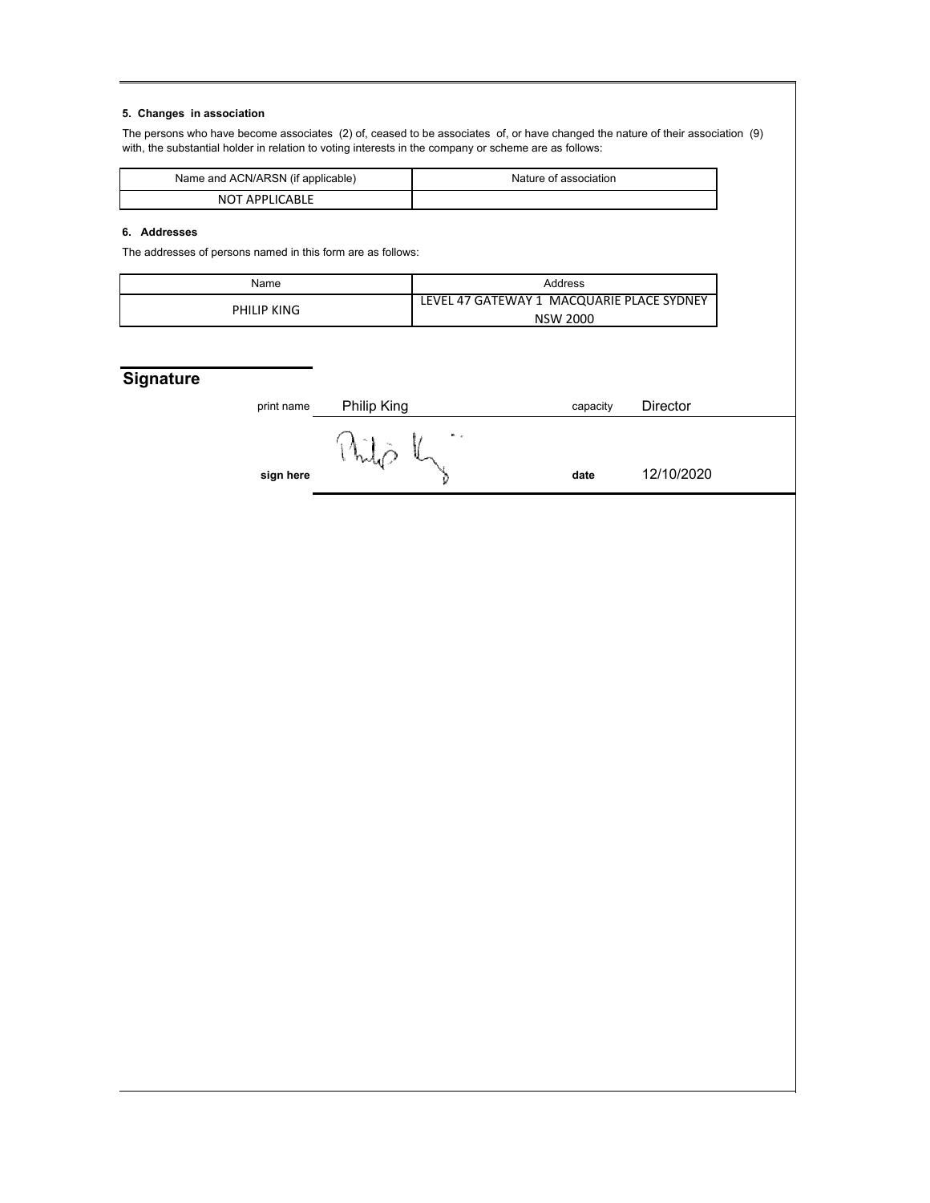### 5. Changes in association

The persons who have become associates (2) of, ceased to be associates of, or have changed the nature of their association (9) with, the substantial holder in relation to voting interests in the company or scheme are as follows:

| Name and ACN/ARSN (if applicable) | Nature of association |
|---|---|
| NOT APPLICABLE | |

### 6. Addresses

The addresses of persons named in this form are as follows:

| Name | Address |
|---|---|
| PHILIP KING | LEVEL 47 GATEWAY 1 MACQUARIE PLACE SYDNEY NSW 2000 |

## Signature

print name Philip King capacity Director

sign here date 12/10/2020